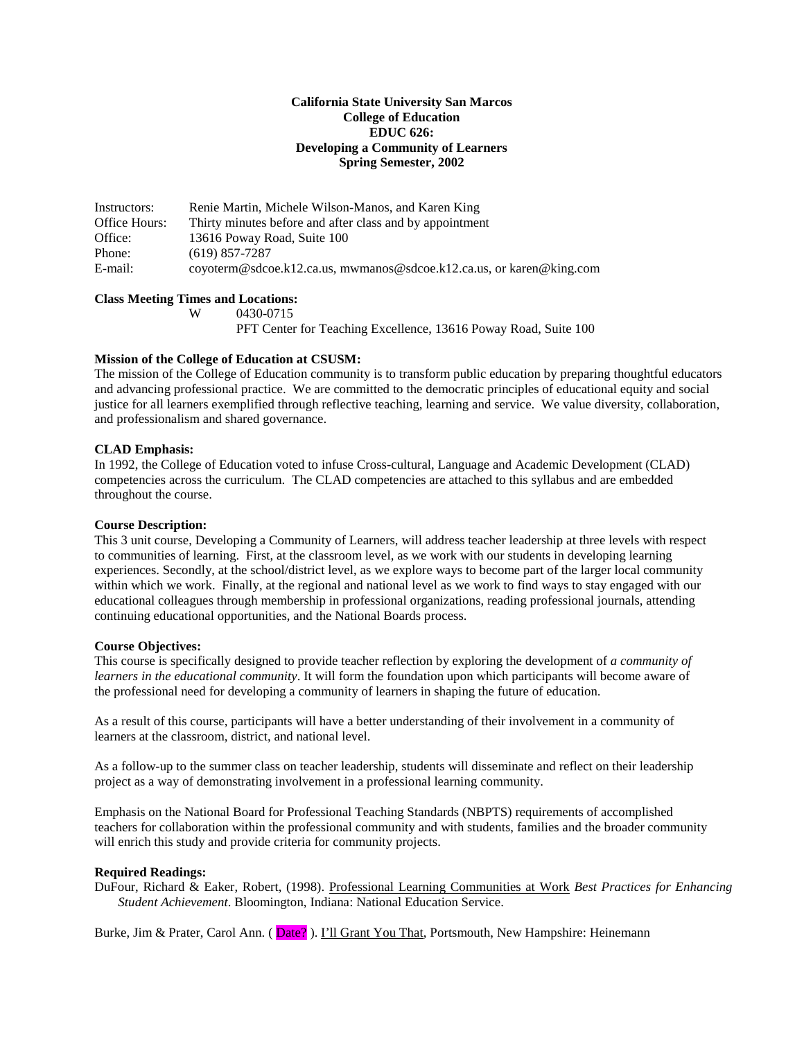**California State University San Marcos**
**College of Education**
**EDUC 626:**
**Developing a Community of Learners**
**Spring Semester, 2002**

| | |
|---|---|
| Instructors: | Renie Martin, Michele Wilson-Manos, and Karen King |
| Office Hours: | Thirty minutes before and after class and by appointment |
| Office: | 13616 Poway Road, Suite 100 |
| Phone: | (619) 857-7287 |
| E-mail: | coyoterm@sdcoe.k12.ca.us, mwmanos@sdcoe.k12.ca.us, or karen@king.com |

**Class Meeting Times and Locations:**

W 0430-0715
PFT Center for Teaching Excellence, 13616 Poway Road, Suite 100

**Mission of the College of Education at CSUSM:**
The mission of the College of Education community is to transform public education by preparing thoughtful educators and advancing professional practice. We are committed to the democratic principles of educational equity and social justice for all learners exemplified through reflective teaching, learning and service. We value diversity, collaboration, and professionalism and shared governance.

**CLAD Emphasis:**
In 1992, the College of Education voted to infuse Cross-cultural, Language and Academic Development (CLAD) competencies across the curriculum. The CLAD competencies are attached to this syllabus and are embedded throughout the course.

**Course Description:**
This 3 unit course, Developing a Community of Learners, will address teacher leadership at three levels with respect to communities of learning. First, at the classroom level, as we work with our students in developing learning experiences. Secondly, at the school/district level, as we explore ways to become part of the larger local community within which we work. Finally, at the regional and national level as we work to find ways to stay engaged with our educational colleagues through membership in professional organizations, reading professional journals, attending continuing educational opportunities, and the National Boards process.

**Course Objectives:**
This course is specifically designed to provide teacher reflection by exploring the development of *a community of learners in the educational community*. It will form the foundation upon which participants will become aware of the professional need for developing a community of learners in shaping the future of education.

As a result of this course, participants will have a better understanding of their involvement in a community of learners at the classroom, district, and national level.

As a follow-up to the summer class on teacher leadership, students will disseminate and reflect on their leadership project as a way of demonstrating involvement in a professional learning community.

Emphasis on the National Board for Professional Teaching Standards (NBPTS) requirements of accomplished teachers for collaboration within the professional community and with students, families and the broader community will enrich this study and provide criteria for community projects.

**Required Readings:**
DuFour, Richard & Eaker, Robert, (1998). Professional Learning Communities at Work *Best Practices for Enhancing Student Achievement*. Bloomington, Indiana: National Education Service.

Burke, Jim & Prater, Carol Ann. ( Date? ). I'll Grant You That, Portsmouth, New Hampshire: Heinemann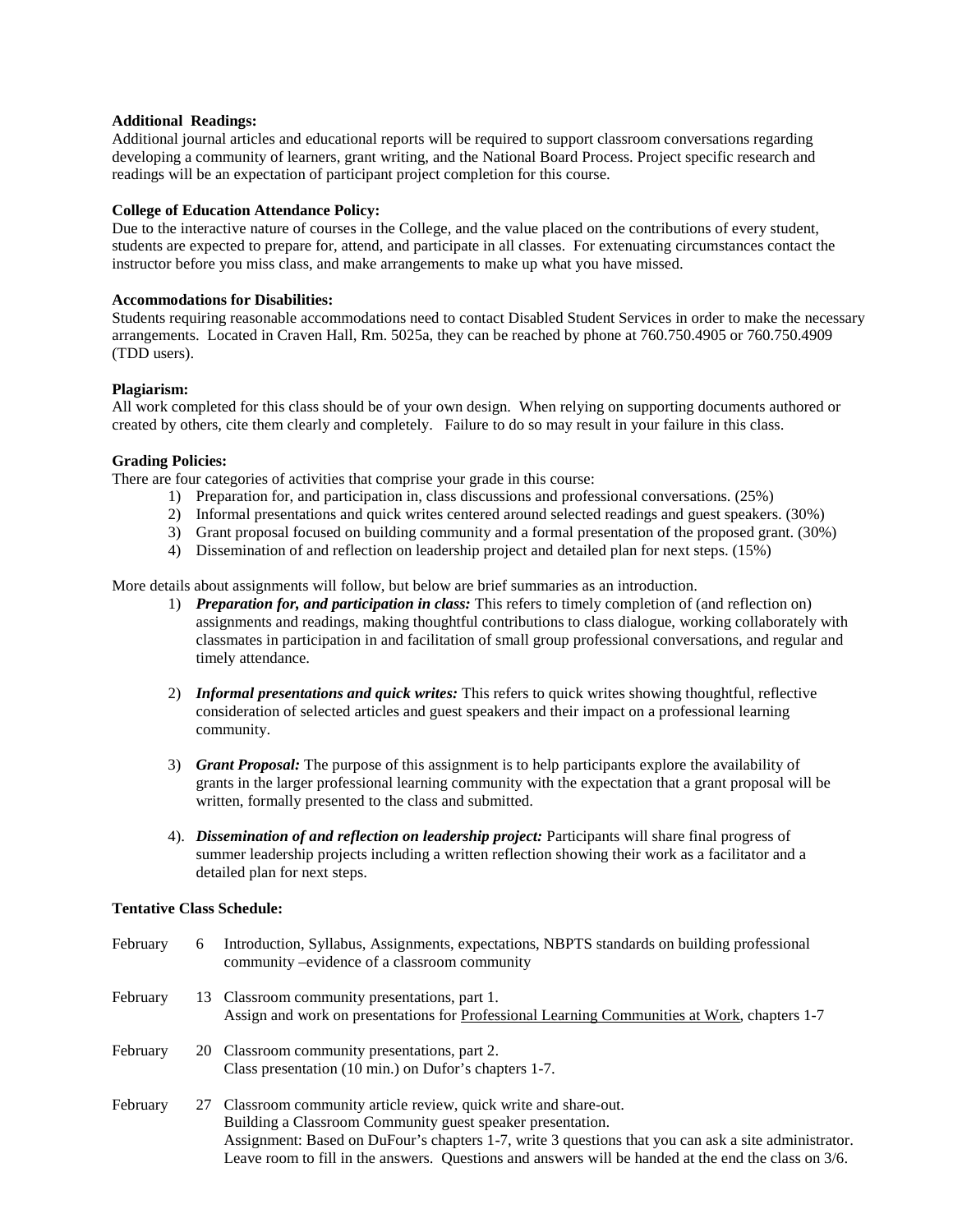**Additional Readings:**
Additional journal articles and educational reports will be required to support classroom conversations regarding developing a community of learners, grant writing, and the National Board Process. Project specific research and readings will be an expectation of participant project completion for this course.

**College of Education Attendance Policy:**
Due to the interactive nature of courses in the College, and the value placed on the contributions of every student, students are expected to prepare for, attend, and participate in all classes. For extenuating circumstances contact the instructor before you miss class, and make arrangements to make up what you have missed.

**Accommodations for Disabilities:**
Students requiring reasonable accommodations need to contact Disabled Student Services in order to make the necessary arrangements. Located in Craven Hall, Rm. 5025a, they can be reached by phone at 760.750.4905 or 760.750.4909 (TDD users).

**Plagiarism:**
All work completed for this class should be of your own design. When relying on supporting documents authored or created by others, cite them clearly and completely. Failure to do so may result in your failure in this class.

**Grading Policies:**
There are four categories of activities that comprise your grade in this course:

1) Preparation for, and participation in, class discussions and professional conversations. (25%)
2) Informal presentations and quick writes centered around selected readings and guest speakers. (30%)
3) Grant proposal focused on building community and a formal presentation of the proposed grant. (30%)
4) Dissemination of and reflection on leadership project and detailed plan for next steps. (15%)

More details about assignments will follow, but below are brief summaries as an introduction.

1) ***Preparation for, and participation in class:*** This refers to timely completion of (and reflection on) assignments and readings, making thoughtful contributions to class dialogue, working collaboratively with classmates in participation in and facilitation of small group professional conversations, and regular and timely attendance.

2) ***Informal presentations and quick writes:*** This refers to quick writes showing thoughtful, reflective consideration of selected articles and guest speakers and their impact on a professional learning community.

3) ***Grant Proposal:*** The purpose of this assignment is to help participants explore the availability of grants in the larger professional learning community with the expectation that a grant proposal will be written, formally presented to the class and submitted.

4). ***Dissemination of and reflection on leadership project:*** Participants will share final progress of summer leadership projects including a written reflection showing their work as a facilitator and a detailed plan for next steps.

**Tentative Class Schedule:**

| Month | Day | Topic |
|---|---|---|
| February | 6 | Introduction, Syllabus, Assignments, expectations, NBPTS standards on building professional community –evidence of a classroom community |
| February | 13 | Classroom community presentations, part 1. Assign and work on presentations for Professional Learning Communities at Work, chapters 1-7 |
| February | 20 | Classroom community presentations, part 2. Class presentation (10 min.) on Dufor's chapters 1-7. |
| February | 27 | Classroom community article review, quick write and share-out. Building a Classroom Community guest speaker presentation. Assignment: Based on DuFour's chapters 1-7, write 3 questions that you can ask a site administrator. Leave room to fill in the answers. Questions and answers will be handed at the end the class on 3/6. |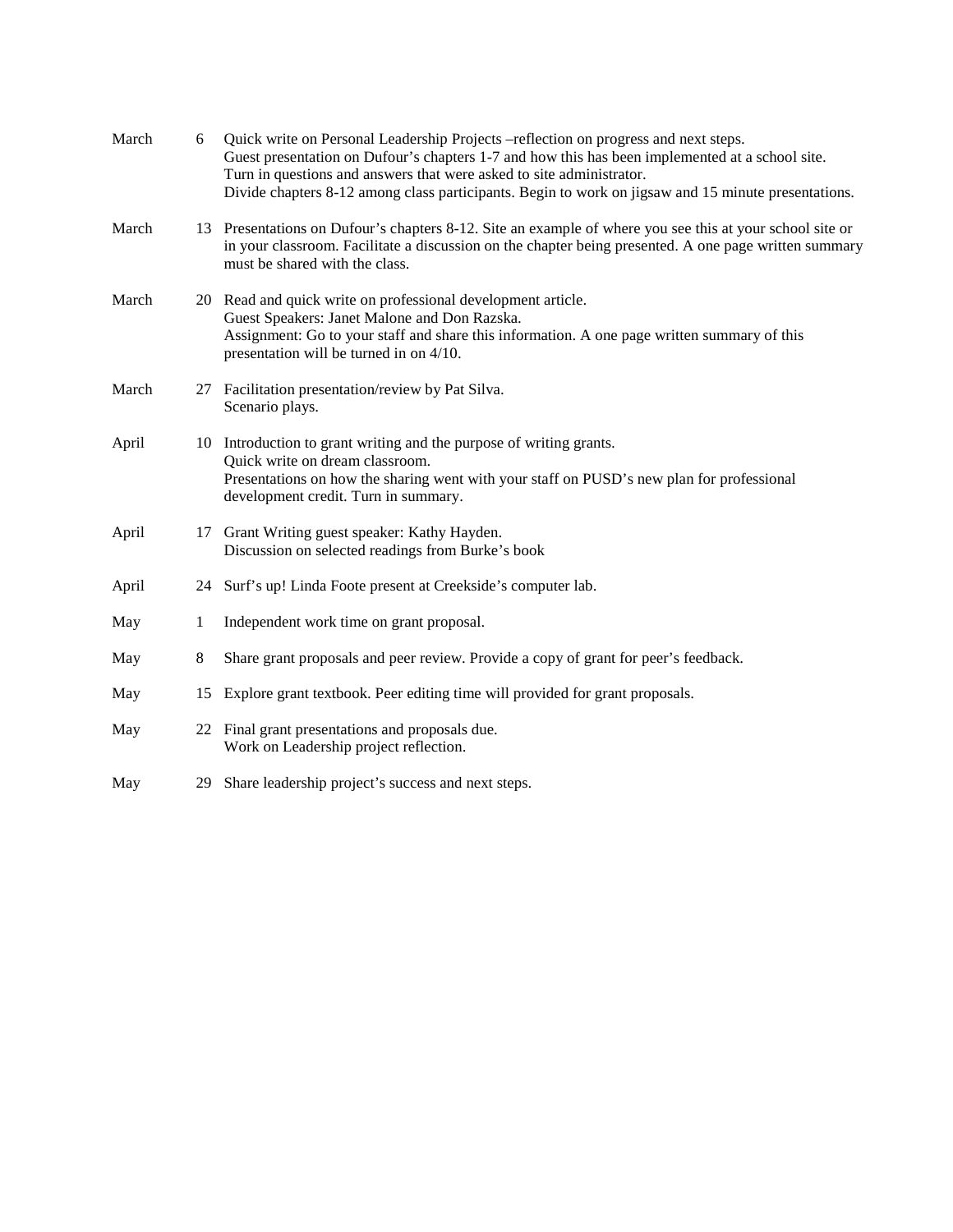| | | |
|---|---|---|
| March | 6 | Quick write on Personal Leadership Projects –reflection on progress and next steps.<br>Guest presentation on Dufour's chapters 1-7 and how this has been implemented at a school site.<br>Turn in questions and answers that were asked to site administrator.<br>Divide chapters 8-12 among class participants. Begin to work on jigsaw and 15 minute presentations. |
| March | 13 | Presentations on Dufour's chapters 8-12. Site an example of where you see this at your school site or in your classroom. Facilitate a discussion on the chapter being presented. A one page written summary must be shared with the class. |
| March | 20 | Read and quick write on professional development article.<br>Guest Speakers: Janet Malone and Don Razska.<br>Assignment: Go to your staff and share this information. A one page written summary of this presentation will be turned in on 4/10. |
| March | 27 | Facilitation presentation/review by Pat Silva.<br>Scenario plays. |
| April | 10 | Introduction to grant writing and the purpose of writing grants.<br>Quick write on dream classroom.<br>Presentations on how the sharing went with your staff on PUSD's new plan for professional development credit. Turn in summary. |
| April | 17 | Grant Writing guest speaker: Kathy Hayden.<br>Discussion on selected readings from Burke's book |
| April | 24 | Surf's up! Linda Foote present at Creekside's computer lab. |
| May | 1 | Independent work time on grant proposal. |
| May | 8 | Share grant proposals and peer review. Provide a copy of grant for peer's feedback. |
| May | 15 | Explore grant textbook. Peer editing time will provided for grant proposals. |
| May | 22 | Final grant presentations and proposals due.<br>Work on Leadership project reflection. |
| May | 29 | Share leadership project's success and next steps. |